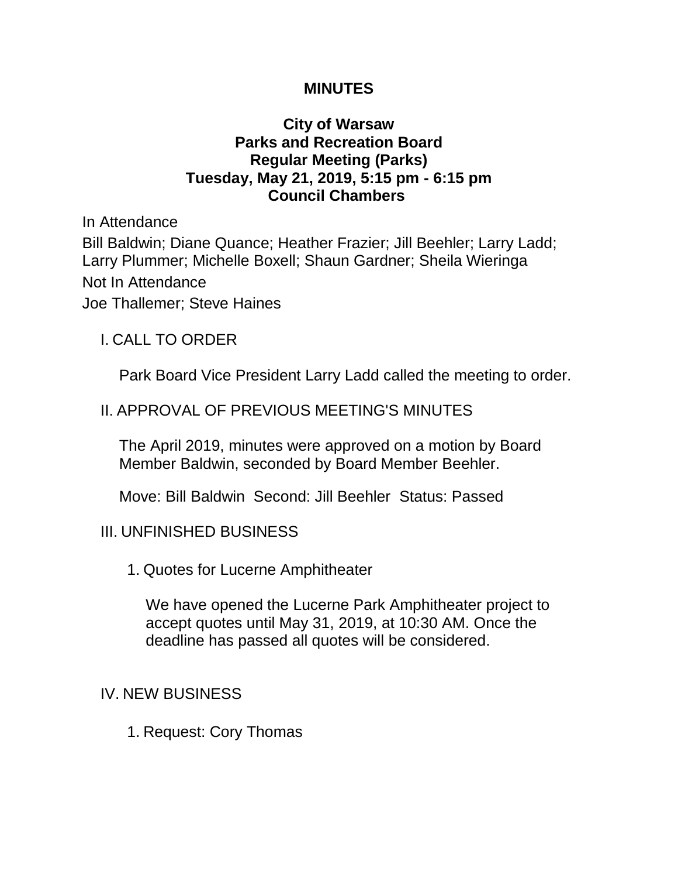# MINUTES

## City of Warsaw
## Parks and Recreation Board
## Regular Meeting (Parks)
## Tuesday, May 21, 2019, 5:15 pm - 6:15 pm
## Council Chambers

In Attendance

Bill Baldwin; Diane Quance; Heather Frazier; Jill Beehler; Larry Ladd; Larry Plummer; Michelle Boxell; Shaun Gardner; Sheila Wieringa

Not In Attendance

Joe Thallemer; Steve Haines

I. CALL TO ORDER

Park Board Vice President Larry Ladd called the meeting to order.

II. APPROVAL OF PREVIOUS MEETING'S MINUTES

The April 2019, minutes were approved on a motion by Board Member Baldwin, seconded by Board Member Beehler.

Move: Bill Baldwin  Second: Jill Beehler  Status: Passed

III. UNFINISHED BUSINESS

1. Quotes for Lucerne Amphitheater

   We have opened the Lucerne Park Amphitheater project to accept quotes until May 31, 2019, at 10:30 AM. Once the deadline has passed all quotes will be considered.

IV. NEW BUSINESS

1. Request: Cory Thomas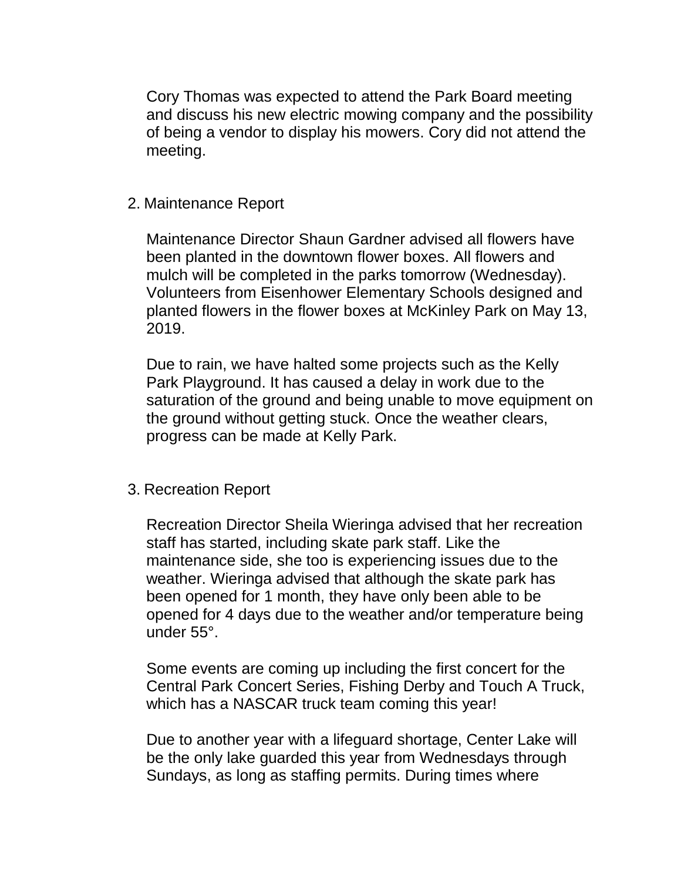Cory Thomas was expected to attend the Park Board meeting and discuss his new electric mowing company and the possibility of being a vendor to display his mowers. Cory did not attend the meeting.

2. Maintenance Report

   Maintenance Director Shaun Gardner advised all flowers have been planted in the downtown flower boxes. All flowers and mulch will be completed in the parks tomorrow (Wednesday). Volunteers from Eisenhower Elementary Schools designed and planted flowers in the flower boxes at McKinley Park on May 13, 2019.

   Due to rain, we have halted some projects such as the Kelly Park Playground. It has caused a delay in work due to the saturation of the ground and being unable to move equipment on the ground without getting stuck. Once the weather clears, progress can be made at Kelly Park.

3. Recreation Report

   Recreation Director Sheila Wieringa advised that her recreation staff has started, including skate park staff. Like the maintenance side, she too is experiencing issues due to the weather. Wieringa advised that although the skate park has been opened for 1 month, they have only been able to be opened for 4 days due to the weather and/or temperature being under 55°.

   Some events are coming up including the first concert for the Central Park Concert Series, Fishing Derby and Touch A Truck, which has a NASCAR truck team coming this year!

   Due to another year with a lifeguard shortage, Center Lake will be the only lake guarded this year from Wednesdays through Sundays, as long as staffing permits. During times where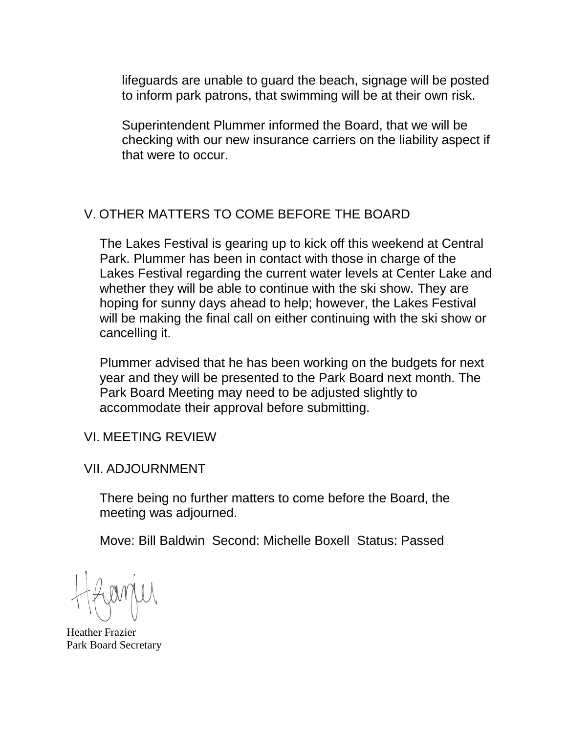lifeguards are unable to guard the beach, signage will be posted to inform park patrons, that swimming will be at their own risk.

Superintendent Plummer informed the Board, that we will be checking with our new insurance carriers on the liability aspect if that were to occur.

V. OTHER MATTERS TO COME BEFORE THE BOARD

The Lakes Festival is gearing up to kick off this weekend at Central Park. Plummer has been in contact with those in charge of the Lakes Festival regarding the current water levels at Center Lake and whether they will be able to continue with the ski show. They are hoping for sunny days ahead to help; however, the Lakes Festival will be making the final call on either continuing with the ski show or cancelling it.

Plummer advised that he has been working on the budgets for next year and they will be presented to the Park Board next month. The Park Board Meeting may need to be adjusted slightly to accommodate their approval before submitting.

VI. MEETING REVIEW

VII. ADJOURNMENT

There being no further matters to come before the Board, the meeting was adjourned.

Move: Bill Baldwin Second: Michelle Boxell Status: Passed

HFrazier

Heather Frazier
Park Board Secretary